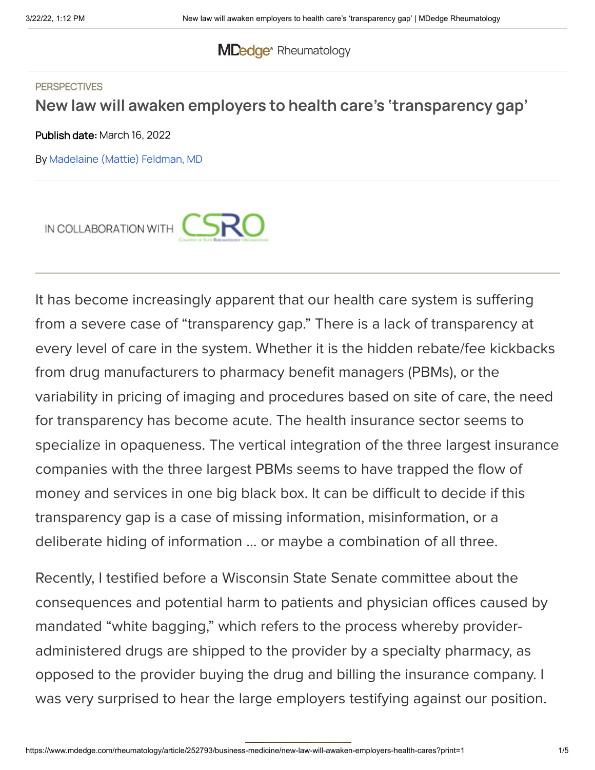PERSPECTIVES

# New law will awaken employers to health care's 'transparency gap'

**Publish date:** March 16, 2022

By Madelaine (Mattie) Feldman, MD

IN COLLABORATION WITH CSRO

It has become increasingly apparent that our health care system is suffering from a severe case of "transparency gap." There is a lack of transparency at every level of care in the system. Whether it is the hidden rebate/fee kickbacks from drug manufacturers to pharmacy benefit managers (PBMs), or the variability in pricing of imaging and procedures based on site of care, the need for transparency has become acute. The health insurance sector seems to specialize in opaqueness. The vertical integration of the three largest insurance companies with the three largest PBMs seems to have trapped the flow of money and services in one big black box. It can be difficult to decide if this transparency gap is a case of missing information, misinformation, or a deliberate hiding of information … or maybe a combination of all three.

Recently, I testified before a Wisconsin State Senate committee about the consequences and potential harm to patients and physician offices caused by mandated "white bagging," which refers to the process whereby provider-administered drugs are shipped to the provider by a specialty pharmacy, as opposed to the provider buying the drug and billing the insurance company. I was very surprised to hear the large employers testifying against our position.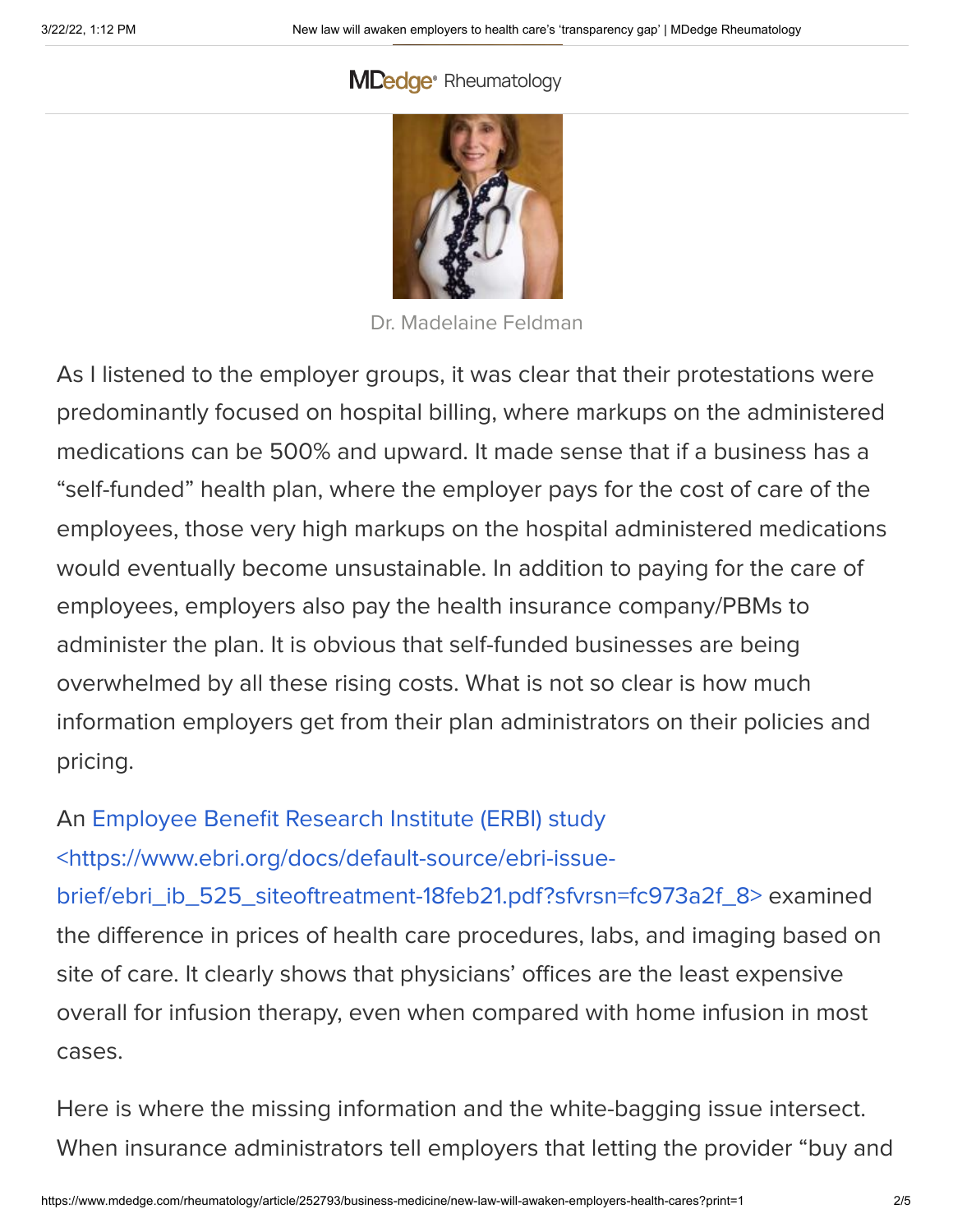Dr. Madelaine Feldman

As I listened to the employer groups, it was clear that their protestations were predominantly focused on hospital billing, where markups on the administered medications can be 500% and upward. It made sense that if a business has a "self-funded" health plan, where the employer pays for the cost of care of the employees, those very high markups on the hospital administered medications would eventually become unsustainable. In addition to paying for the care of employees, employers also pay the health insurance company/PBMs to administer the plan. It is obvious that self-funded businesses are being overwhelmed by all these rising costs. What is not so clear is how much information employers get from their plan administrators on their policies and pricing.

An Employee Benefit Research Institute (ERBI) study <https://www.ebri.org/docs/default-source/ebri-issue-brief/ebri_ib_525_siteoftreatment-18feb21.pdf?sfvrsn=fc973a2f_8> examined the difference in prices of health care procedures, labs, and imaging based on site of care. It clearly shows that physicians' offices are the least expensive overall for infusion therapy, even when compared with home infusion in most cases.

Here is where the missing information and the white-bagging issue intersect. When insurance administrators tell employers that letting the provider "buy and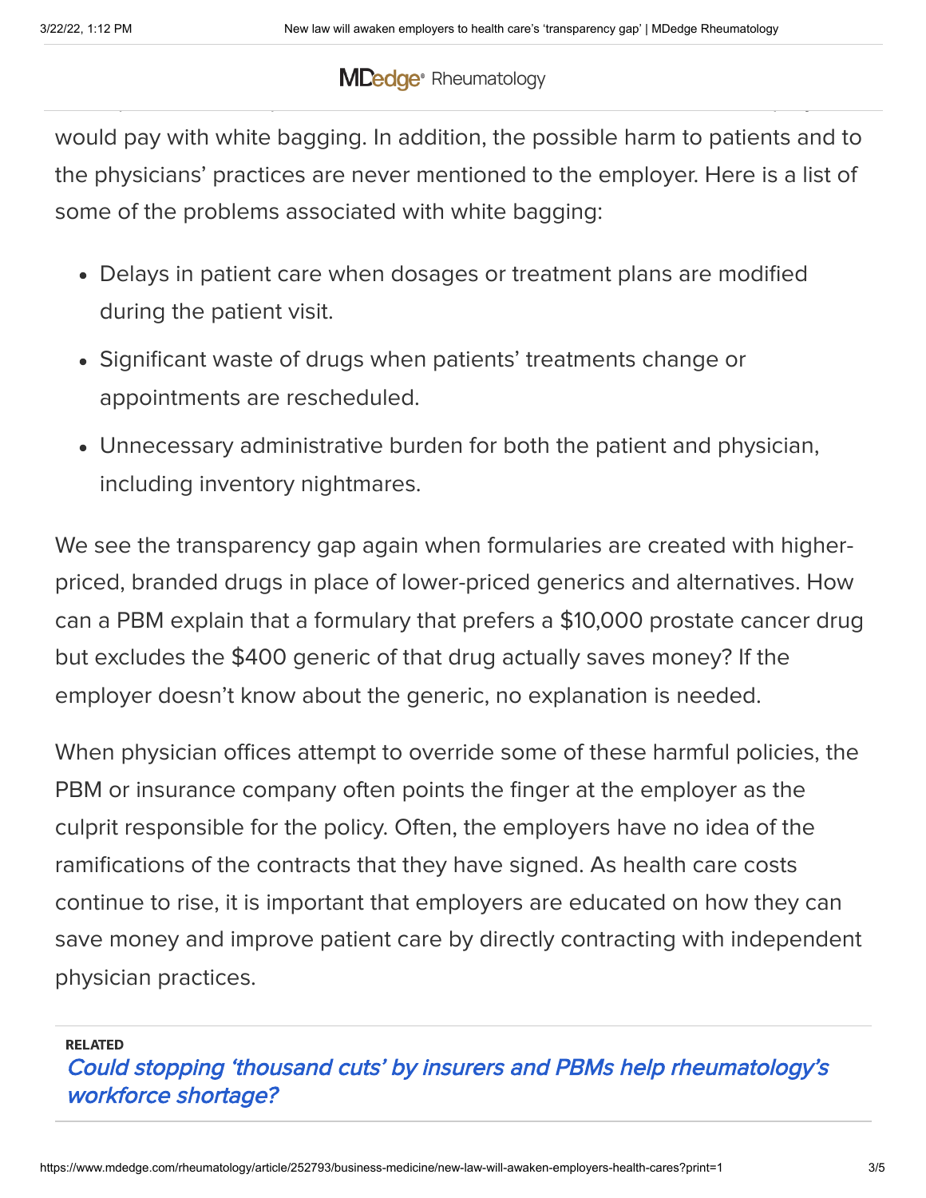would pay with white bagging. In addition, the possible harm to patients and to the physicians' practices are never mentioned to the employer. Here is a list of some of the problems associated with white bagging:

- Delays in patient care when dosages or treatment plans are modified during the patient visit.
- Significant waste of drugs when patients' treatments change or appointments are rescheduled.
- Unnecessary administrative burden for both the patient and physician, including inventory nightmares.

We see the transparency gap again when formularies are created with higher-priced, branded drugs in place of lower-priced generics and alternatives. How can a PBM explain that a formulary that prefers a $10,000 prostate cancer drug but excludes the $400 generic of that drug actually saves money? If the employer doesn't know about the generic, no explanation is needed.

When physician offices attempt to override some of these harmful policies, the PBM or insurance company often points the finger at the employer as the culprit responsible for the policy. Often, the employers have no idea of the ramifications of the contracts that they have signed. As health care costs continue to rise, it is important that employers are educated on how they can save money and improve patient care by directly contracting with independent physician practices.

**RELATED**

*Could stopping 'thousand cuts' by insurers and PBMs help rheumatology's workforce shortage?*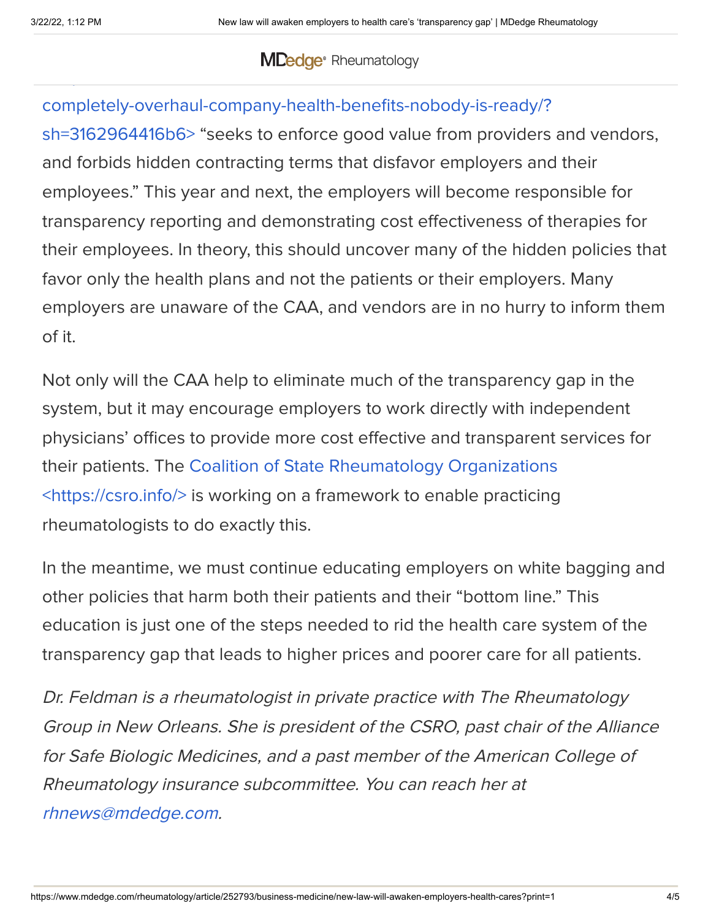completely-overhaul-company-health-benefits-nobody-is-ready/?sh=3162964416b6> "seeks to enforce good value from providers and vendors, and forbids hidden contracting terms that disfavor employers and their employees." This year and next, the employers will become responsible for transparency reporting and demonstrating cost effectiveness of therapies for their employees. In theory, this should uncover many of the hidden policies that favor only the health plans and not the patients or their employers. Many employers are unaware of the CAA, and vendors are in no hurry to inform them of it.

Not only will the CAA help to eliminate much of the transparency gap in the system, but it may encourage employers to work directly with independent physicians' offices to provide more cost effective and transparent services for their patients. The Coalition of State Rheumatology Organizations <https://csro.info/> is working on a framework to enable practicing rheumatologists to do exactly this.

In the meantime, we must continue educating employers on white bagging and other policies that harm both their patients and their "bottom line." This education is just one of the steps needed to rid the health care system of the transparency gap that leads to higher prices and poorer care for all patients.

*Dr. Feldman is a rheumatologist in private practice with The Rheumatology Group in New Orleans. She is president of the CSRO, past chair of the Alliance for Safe Biologic Medicines, and a past member of the American College of Rheumatology insurance subcommittee. You can reach her at rhnews@mdedge.com.*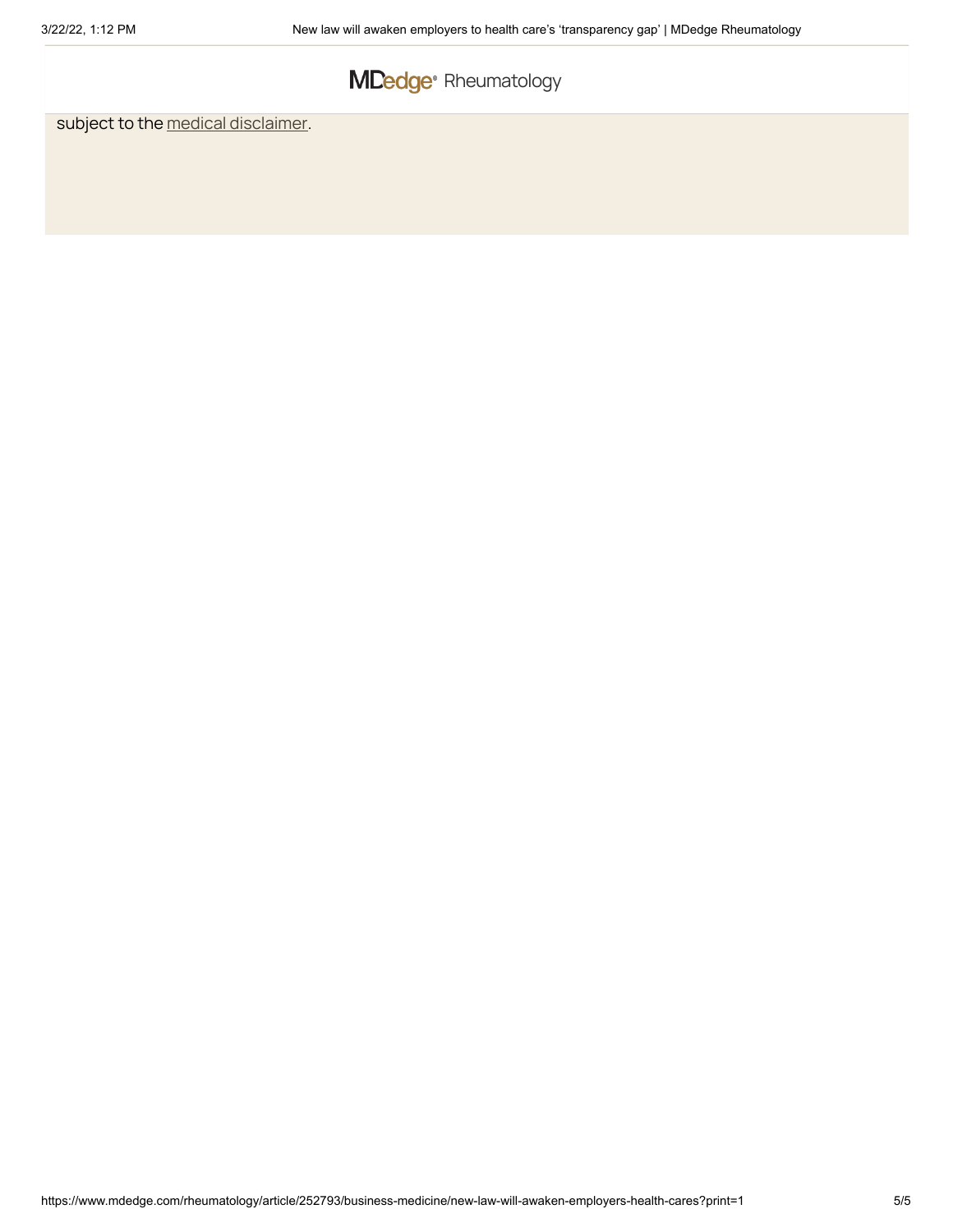subject to the medical disclaimer.